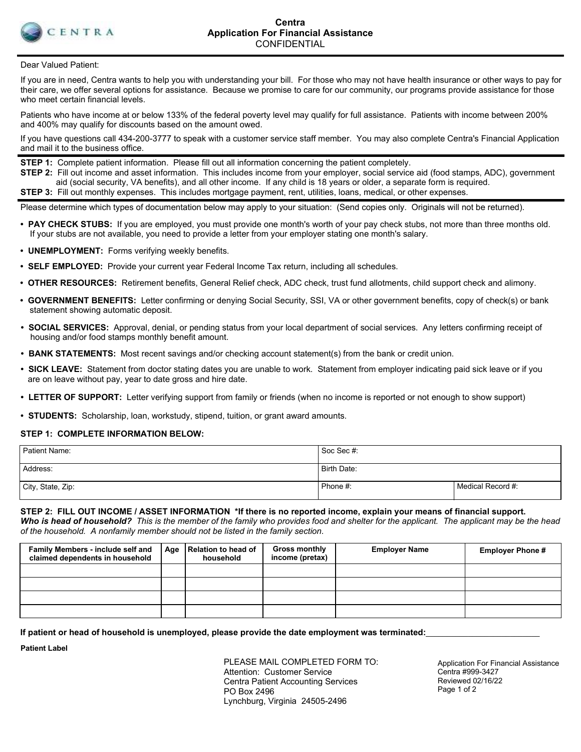# Centra
## Application For Financial Assistance
CONFIDENTIAL

Dear Valued Patient:

If you are in need, Centra wants to help you with understanding your bill. For those who may not have health insurance or other ways to pay for their care, we offer several options for assistance. Because we promise to care for our community, our programs provide assistance for those who meet certain financial levels.

Patients who have income at or below 133% of the federal poverty level may qualify for full assistance. Patients with income between 200% and 400% may qualify for discounts based on the amount owed.

If you have questions call 434-200-3777 to speak with a customer service staff member. You may also complete Centra's Financial Application and mail it to the business office.

**STEP 1:** Complete patient information. Please fill out all information concerning the patient completely.
**STEP 2:** Fill out income and asset information. This includes income from your employer, social service aid (food stamps, ADC), government aid (social security, VA benefits), and all other income. If any child is 18 years or older, a separate form is required.
**STEP 3:** Fill out monthly expenses. This includes mortgage payment, rent, utilities, loans, medical, or other expenses.

Please determine which types of documentation below may apply to your situation: (Send copies only. Originals will not be returned).

- **PAY CHECK STUBS:** If you are employed, you must provide one month's worth of your pay check stubs, not more than three months old. If your stubs are not available, you need to provide a letter from your employer stating one month's salary.
- **UNEMPLOYMENT:** Forms verifying weekly benefits.
- **SELF EMPLOYED:** Provide your current year Federal Income Tax return, including all schedules.
- **OTHER RESOURCES:** Retirement benefits, General Relief check, ADC check, trust fund allotments, child support check and alimony.
- **GOVERNMENT BENEFITS:** Letter confirming or denying Social Security, SSI, VA or other government benefits, copy of check(s) or bank statement showing automatic deposit.
- **SOCIAL SERVICES:** Approval, denial, or pending status from your local department of social services. Any letters confirming receipt of housing and/or food stamps monthly benefit amount.
- **BANK STATEMENTS:** Most recent savings and/or checking account statement(s) from the bank or credit union.
- **SICK LEAVE:** Statement from doctor stating dates you are unable to work. Statement from employer indicating paid sick leave or if you are on leave without pay, year to date gross and hire date.
- **LETTER OF SUPPORT:** Letter verifying support from family or friends (when no income is reported or not enough to show support)
- **STUDENTS:** Scholarship, loan, workstudy, stipend, tuition, or grant award amounts.

### STEP 1: COMPLETE INFORMATION BELOW:

| Patient Name: | Soc Sec #: | |
|---|---|---|
| Address: | Birth Date: | |
| City, State, Zip: | Phone #: | Medical Record #: |

### STEP 2: FILL OUT INCOME / ASSET INFORMATION *If there is no reported income, explain your means of financial support.

***Who is head of household?*** *This is the member of the family who provides food and shelter for the applicant. The applicant may be the head of the household. A nonfamily member should not be listed in the family section.*

| Family Members - include self and claimed dependents in household | Age | Relation to head of household | Gross monthly income (pretax) | Employer Name | Employer Phone # |
|---|---|---|---|---|---|
| | | | | | |
| | | | | | |
| | | | | | |
| | | | | | |

**If patient or head of household is unemployed, please provide the date employment was terminated:**\_\_\_\_\_\_\_\_\_\_\_\_\_\_\_\_\_\_\_\_\_\_\_\_

**Patient Label**

PLEASE MAIL COMPLETED FORM TO:
Attention: Customer Service
Centra Patient Accounting Services
PO Box 2496
Lynchburg, Virginia 24505-2496

Application For Financial Assistance
Centra #999-3427
Reviewed 02/16/22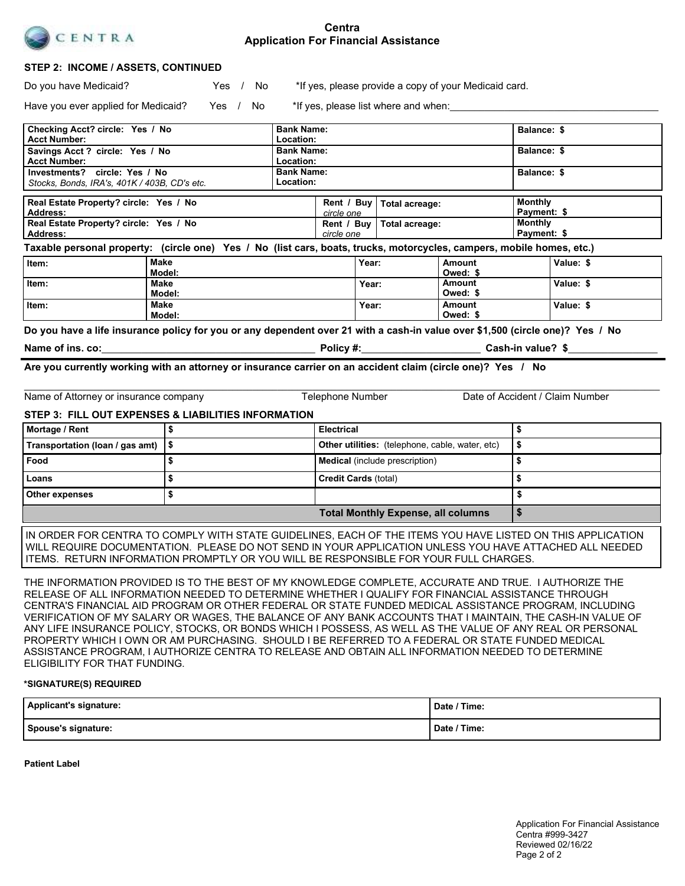**Centra**
**Application For Financial Assistance**

### STEP 2: INCOME / ASSETS, CONTINUED

Do you have Medicaid? Yes / No *If yes, please provide a copy of your Medicaid card.

Have you ever applied for Medicaid? Yes / No *If yes, please list where and when:_____________________________________

| | | |
|---|---|---|
| **Checking Acct? circle: Yes / No**<br>**Acct Number:** | **Bank Name:**<br>**Location:** | **Balance: $** |
| **Savings Acct ? circle: Yes / No**<br>**Acct Number:** | **Bank Name:**<br>**Location:** | **Balance: $** |
| **Investments? circle: Yes / No**<br>*Stocks, Bonds, IRA's, 401K / 403B, CD's etc.* | **Bank Name:**<br>**Location:** | **Balance: $** |

| | | | |
|---|---|---|---|
| **Real Estate Property? circle: Yes / No**<br>**Address:** | **Rent / Buy**<br>*circle one* | **Total acreage:** | **Monthly Payment: $** |
| **Real Estate Property? circle: Yes / No**<br>**Address:** | **Rent / Buy**<br>*circle one* | **Total acreage:** | **Monthly Payment: $** |

**Taxable personal property: (circle one) Yes / No (list cars, boats, trucks, motorcycles, campers, mobile homes, etc.)**

| | | | | |
|---|---|---|---|---|
| **Item:** | **Make**<br>**Model:** | **Year:** | **Amount Owed: $** | **Value: $** |
| **Item:** | **Make**<br>**Model:** | **Year:** | **Amount Owed: $** | **Value: $** |
| **Item:** | **Make**<br>**Model:** | **Year:** | **Amount Owed: $** | **Value: $** |

**Do you have a life insurance policy for you or any dependent over 21 with a cash-in value over $1,500 (circle one)? Yes / No**

**Name of ins. co:**_____________________________________ **Policy #:**_____________________ **Cash-in value? $**_______________

**Are you currently working with an attorney or insurance carrier on an accident claim (circle one)? Yes / No**

_____________________________________________________________________________________________

Name of Attorney or insurance company Telephone Number Date of Accident / Claim Number

### STEP 3: FILL OUT EXPENSES & LIABILITIES INFORMATION

| | | | |
|---|---|---|---|
| **Mortage / Rent** | $ | **Electrical** | $ |
| **Transportation (loan / gas amt)** | $ | **Other utilities:** (telephone, cable, water, etc) | $ |
| **Food** | $ | **Medical** (include prescription) | $ |
| **Loans** | $ | **Credit Cards** (total) | $ |
| **Other expenses** | $ | | $ |
| | | **Total Monthly Expense, all columns** | **$** |

IN ORDER FOR CENTRA TO COMPLY WITH STATE GUIDELINES, EACH OF THE ITEMS YOU HAVE LISTED ON THIS APPLICATION WILL REQUIRE DOCUMENTATION. PLEASE DO NOT SEND IN YOUR APPLICATION UNLESS YOU HAVE ATTACHED ALL NEEDED ITEMS. RETURN INFORMATION PROMPTLY OR YOU WILL BE RESPONSIBLE FOR YOUR FULL CHARGES.

THE INFORMATION PROVIDED IS TO THE BEST OF MY KNOWLEDGE COMPLETE, ACCURATE AND TRUE. I AUTHORIZE THE RELEASE OF ALL INFORMATION NEEDED TO DETERMINE WHETHER I QUALIFY FOR FINANCIAL ASSISTANCE THROUGH CENTRA'S FINANCIAL AID PROGRAM OR OTHER FEDERAL OR STATE FUNDED MEDICAL ASSISTANCE PROGRAM, INCLUDING VERIFICATION OF MY SALARY OR WAGES, THE BALANCE OF ANY BANK ACCOUNTS THAT I MAINTAIN, THE CASH-IN VALUE OF ANY LIFE INSURANCE POLICY, STOCKS, OR BONDS WHICH I POSSESS, AS WELL AS THE VALUE OF ANY REAL OR PERSONAL PROPERTY WHICH I OWN OR AM PURCHASING. SHOULD I BE REFERRED TO A FEDERAL OR STATE FUNDED MEDICAL ASSISTANCE PROGRAM, I AUTHORIZE CENTRA TO RELEASE AND OBTAIN ALL INFORMATION NEEDED TO DETERMINE ELIGIBILITY FOR THAT FUNDING.

**\*SIGNATURE(S) REQUIRED**

| | |
|---|---|
| **Applicant's signature:** | **Date / Time:** |
| **Spouse's signature:** | **Date / Time:** |

**Patient Label**

Application For Financial Assistance
Centra #999-3427
Reviewed 02/16/22